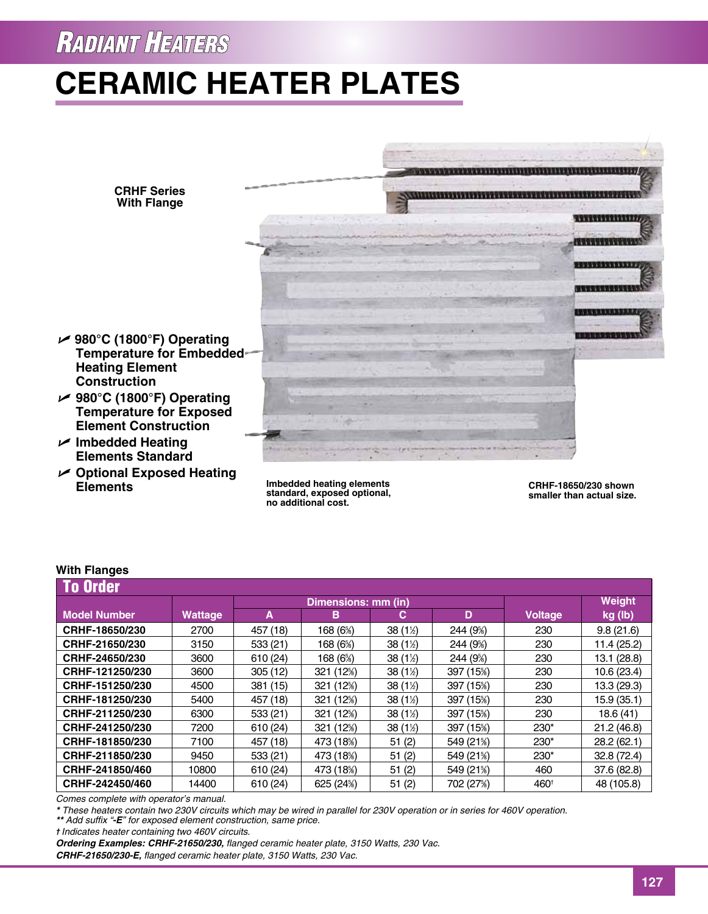# CERAMIC HEATER PLATES

**CRHF Series With Flange**

- **980°C (1800°F) Operating Temperature for Embedded Heating Element Construction**
- **980°C (1800°F) Operating Temperature for Exposed Element Construction**
- **Imbedded Heating Elements Standard**
- **Optional Exposed Heating Elements**

**Imbedded heating elements standard, exposed optional, no additional cost.**

**CRHF-18650/230 shown smaller than actual size.**

**With Flanges**

## To Order

| Model Number | Wattage | Dimensions: mm (in) A | B | C | D | Voltage | Weight kg (lb) |
|---|---|---|---|---|---|---|---|
| CRHF-18650/230 | 2700 | 457 (18) | 168 (6⅝) | 38 (1½) | 244 (9⅝) | 230 | 9.8 (21.6) |
| CRHF-21650/230 | 3150 | 533 (21) | 168 (6⅝) | 38 (1½) | 244 (9⅝) | 230 | 11.4 (25.2) |
| CRHF-24650/230 | 3600 | 610 (24) | 168 (6⅝) | 38 (1½) | 244 (9⅝) | 230 | 13.1 (28.8) |
| CRHF-121250/230 | 3600 | 305 (12) | 321 (12⅝) | 38 (1½) | 397 (15⅝) | 230 | 10.6 (23.4) |
| CRHF-151250/230 | 4500 | 381 (15) | 321 (12⅝) | 38 (1½) | 397 (15⅝) | 230 | 13.3 (29.3) |
| CRHF-181250/230 | 5400 | 457 (18) | 321 (12⅝) | 38 (1½) | 397 (15⅝) | 230 | 15.9 (35.1) |
| CRHF-211250/230 | 6300 | 533 (21) | 321 (12⅝) | 38 (1½) | 397 (15⅝) | 230 | 18.6 (41) |
| CRHF-241250/230 | 7200 | 610 (24) | 321 (12⅝) | 38 (1½) | 397 (15⅝) | 230* | 21.2 (46.8) |
| CRHF-181850/230 | 7100 | 457 (18) | 473 (18⅝) | 51 (2) | 549 (21⅝) | 230* | 28.2 (62.1) |
| CRHF-211850/230 | 9450 | 533 (21) | 473 (18⅝) | 51 (2) | 549 (21⅝) | 230* | 32.8 (72.4) |
| CRHF-241850/460 | 10800 | 610 (24) | 473 (18⅝) | 51 (2) | 549 (21⅝) | 460 | 37.6 (82.8) |
| CRHF-242450/460 | 14400 | 610 (24) | 625 (24⅝) | 51 (2) | 702 (27⅝) | 460† | 48 (105.8) |

*Comes complete with operator's manual.*

*\* These heaters contain two 230V circuits which may be wired in parallel for 230V operation or in series for 460V operation.*

*\*\* Add suffix "**-E**" for exposed element construction, same price.*

*† Indicates heater containing two 460V circuits.*

***Ordering Examples: CRHF-21650/230,** flanged ceramic heater plate, 3150 Watts, 230 Vac.*

***CRHF-21650/230-E,** flanged ceramic heater plate, 3150 Watts, 230 Vac.*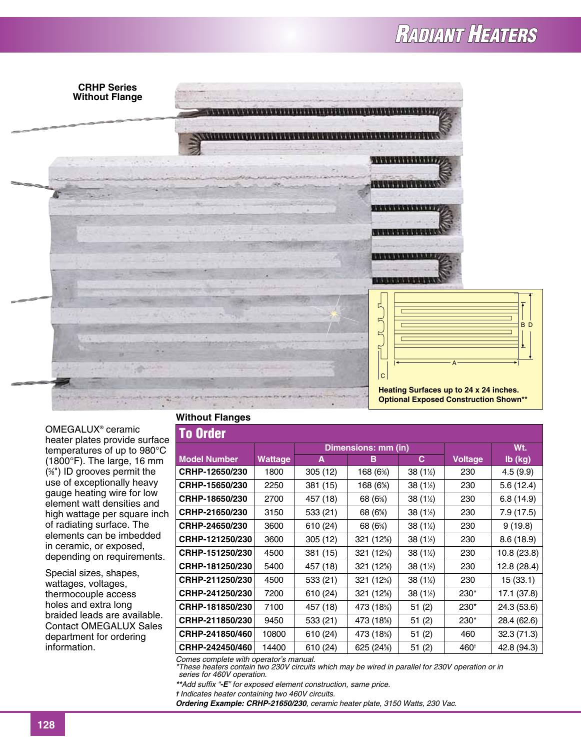# RADIANT HEATERS

**CRHP Series Without Flange**

A

B D

C

**Heating Surfaces up to 24 x 24 inches.**
**Optional Exposed Construction Shown****

OMEGALUX® ceramic heater plates provide surface temperatures of up to 980°C (1800°F). The large, 16 mm (⅝") ID grooves permit the use of exceptionally heavy gauge heating wire for low element watt densities and high wattage per square inch of radiating surface. The elements can be imbedded in ceramic, or exposed, depending on requirements.

Special sizes, shapes, wattages, voltages, thermocouple access holes and extra long braided leads are available. Contact OMEGALUX Sales department for ordering information.

**Without Flanges**

## To Order

| Model Number | Wattage | Dimensions: mm (in) A | B | C | Voltage | Wt. lb (kg) |
|---|---|---|---|---|---|---|
| CRHP-12650/230 | 1800 | 305 (12) | 168 (6⅝) | 38 (1½) | 230 | 4.5 (9.9) |
| CRHP-15650/230 | 2250 | 381 (15) | 168 (6⅝) | 38 (1½) | 230 | 5.6 (12.4) |
| CRHP-18650/230 | 2700 | 457 (18) | 68 (6⅝) | 38 (1½) | 230 | 6.8 (14.9) |
| CRHP-21650/230 | 3150 | 533 (21) | 68 (6⅝) | 38 (1½) | 230 | 7.9 (17.5) |
| CRHP-24650/230 | 3600 | 610 (24) | 68 (6⅝) | 38 (1½) | 230 | 9 (19.8) |
| CRHP-121250/230 | 3600 | 305 (12) | 321 (12⅝) | 38 (1½) | 230 | 8.6 (18.9) |
| CRHP-151250/230 | 4500 | 381 (15) | 321 (12⅝) | 38 (1½) | 230 | 10.8 (23.8) |
| CRHP-181250/230 | 5400 | 457 (18) | 321 (12⅝) | 38 (1½) | 230 | 12.8 (28.4) |
| CRHP-211250/230 | 4500 | 533 (21) | 321 (12⅝) | 38 (1½) | 230 | 15 (33.1) |
| CRHP-241250/230 | 7200 | 610 (24) | 321 (12⅝) | 38 (1½) | 230* | 17.1 (37.8) |
| CRHP-181850/230 | 7100 | 457 (18) | 473 (18⅝) | 51 (2) | 230* | 24.3 (53.6) |
| CRHP-211850/230 | 9450 | 533 (21) | 473 (18⅝) | 51 (2) | 230* | 28.4 (62.6) |
| CRHP-241850/460 | 10800 | 610 (24) | 473 (18⅝) | 51 (2) | 460 | 32.3 (71.3) |
| CRHP-242450/460 | 14400 | 610 (24) | 625 (24⅝) | 51 (2) | 460† | 42.8 (94.3) |

*Comes complete with operator's manual.*
*These heaters contain two 230V circuits which may be wired in parallel for 230V operation or in series for 460V operation.*
*****Add suffix "-E" for exposed element construction, same price.*
*† Indicates heater containing two 460V circuits.*
***Ordering Example: CRHP-21650/230**, ceramic heater plate, 3150 Watts, 230 Vac.*